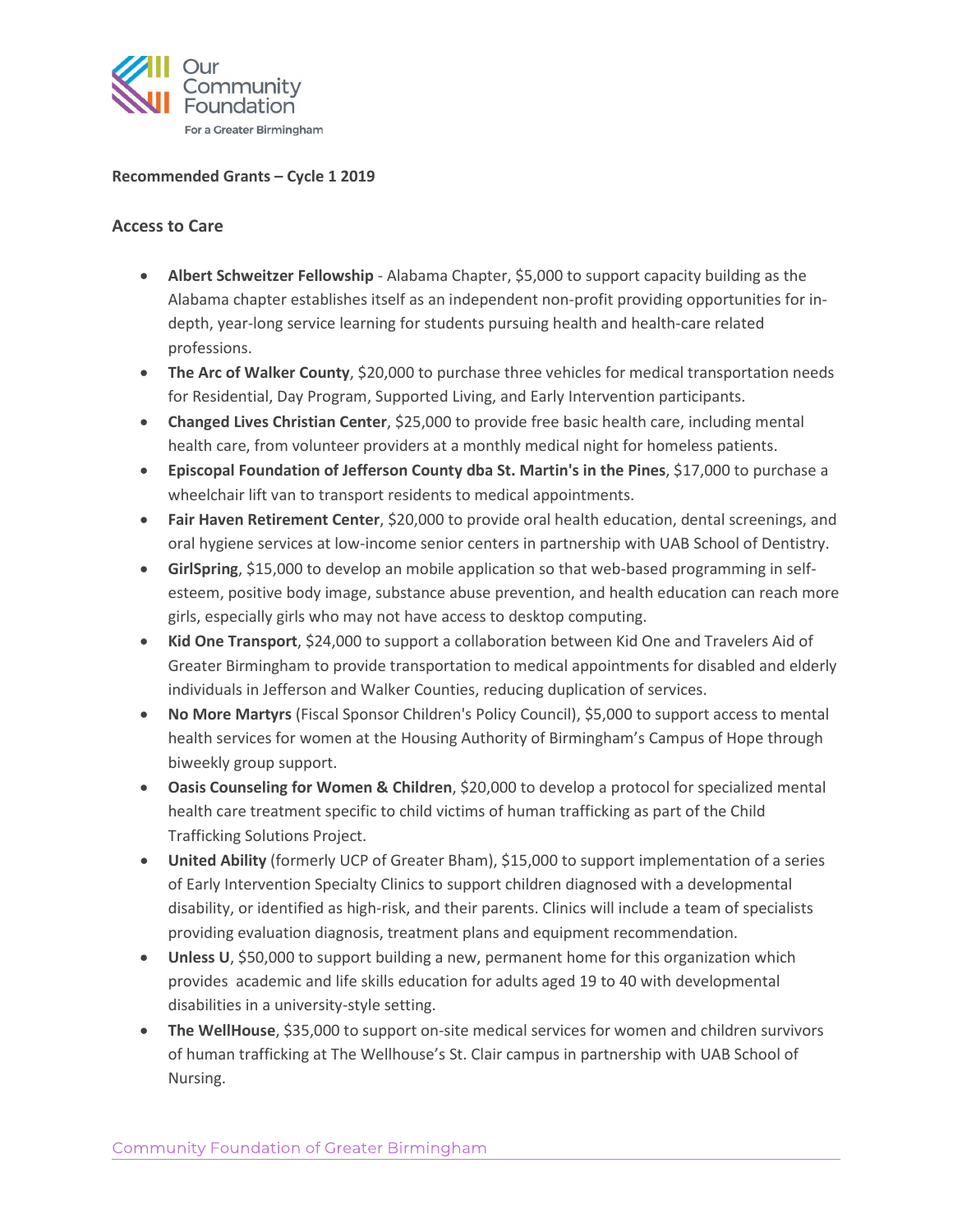Our Community Foundation

For a Greater Birmingham

**Recommended Grants – Cycle 1 2019**

## Access to Care

- **Albert Schweitzer Fellowship** - Alabama Chapter, $5,000 to support capacity building as the Alabama chapter establishes itself as an independent non-profit providing opportunities for in-depth, year-long service learning for students pursuing health and health-care related professions.
- **The Arc of Walker County**, $20,000 to purchase three vehicles for medical transportation needs for Residential, Day Program, Supported Living, and Early Intervention participants.
- **Changed Lives Christian Center**, $25,000 to provide free basic health care, including mental health care, from volunteer providers at a monthly medical night for homeless patients.
- **Episcopal Foundation of Jefferson County dba St. Martin's in the Pines**, $17,000 to purchase a wheelchair lift van to transport residents to medical appointments.
- **Fair Haven Retirement Center**, $20,000 to provide oral health education, dental screenings, and oral hygiene services at low-income senior centers in partnership with UAB School of Dentistry.
- **GirlSpring**, $15,000 to develop an mobile application so that web-based programming in self-esteem, positive body image, substance abuse prevention, and health education can reach more girls, especially girls who may not have access to desktop computing.
- **Kid One Transport**, $24,000 to support a collaboration between Kid One and Travelers Aid of Greater Birmingham to provide transportation to medical appointments for disabled and elderly individuals in Jefferson and Walker Counties, reducing duplication of services.
- **No More Martyrs** (Fiscal Sponsor Children's Policy Council), $5,000 to support access to mental health services for women at the Housing Authority of Birmingham's Campus of Hope through biweekly group support.
- **Oasis Counseling for Women & Children**, $20,000 to develop a protocol for specialized mental health care treatment specific to child victims of human trafficking as part of the Child Trafficking Solutions Project.
- **United Ability** (formerly UCP of Greater Bham), $15,000 to support implementation of a series of Early Intervention Specialty Clinics to support children diagnosed with a developmental disability, or identified as high-risk, and their parents. Clinics will include a team of specialists providing evaluation diagnosis, treatment plans and equipment recommendation.
- **Unless U**, $50,000 to support building a new, permanent home for this organization which provides academic and life skills education for adults aged 19 to 40 with developmental disabilities in a university-style setting.
- **The WellHouse**, $35,000 to support on-site medical services for women and children survivors of human trafficking at The Wellhouse's St. Clair campus in partnership with UAB School of Nursing.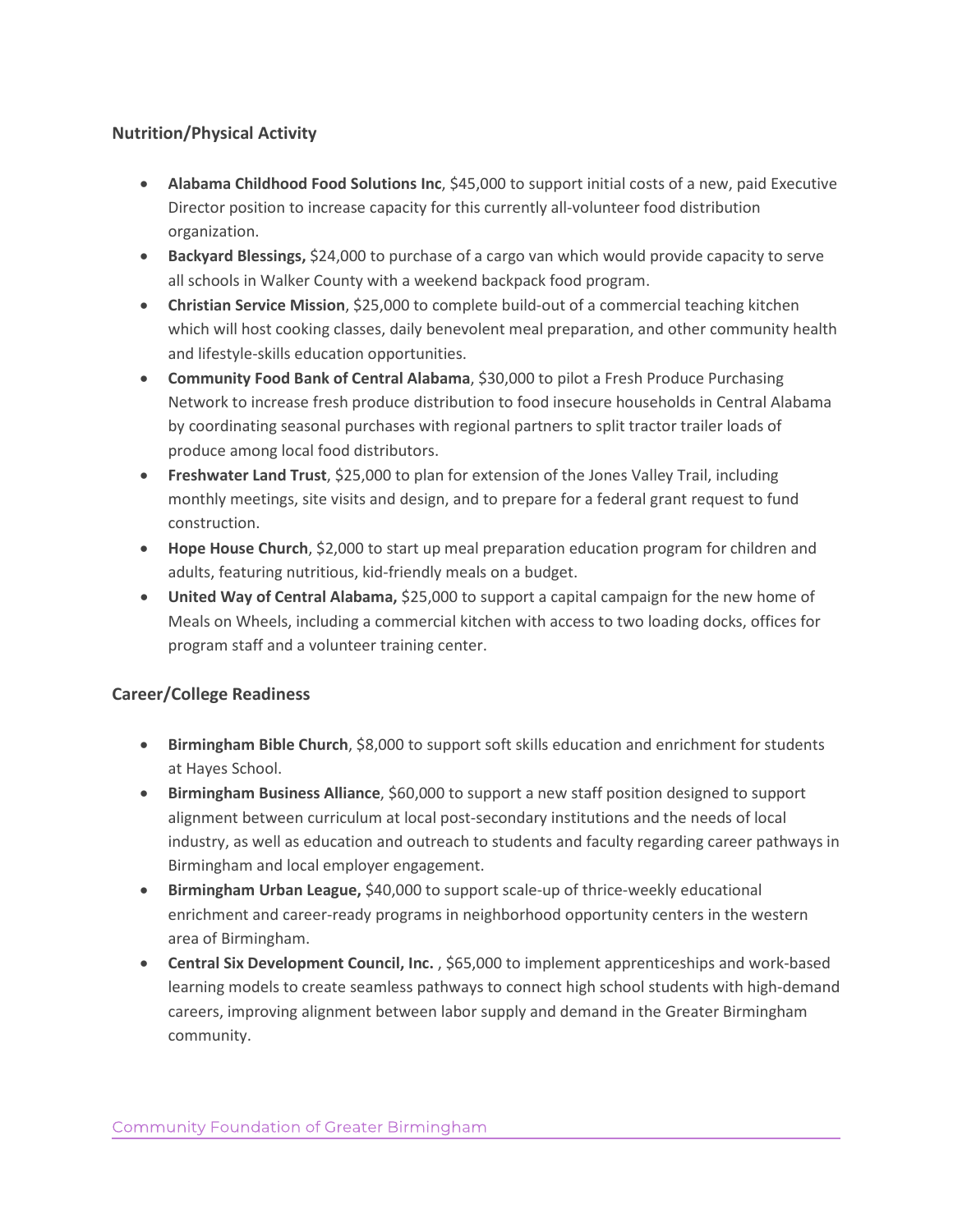### Nutrition/Physical Activity

- **Alabama Childhood Food Solutions Inc**, $45,000 to support initial costs of a new, paid Executive Director position to increase capacity for this currently all-volunteer food distribution organization.
- **Backyard Blessings,** $24,000 to purchase of a cargo van which would provide capacity to serve all schools in Walker County with a weekend backpack food program.
- **Christian Service Mission**, $25,000 to complete build-out of a commercial teaching kitchen which will host cooking classes, daily benevolent meal preparation, and other community health and lifestyle-skills education opportunities.
- **Community Food Bank of Central Alabama**, $30,000 to pilot a Fresh Produce Purchasing Network to increase fresh produce distribution to food insecure households in Central Alabama by coordinating seasonal purchases with regional partners to split tractor trailer loads of produce among local food distributors.
- **Freshwater Land Trust**, $25,000 to plan for extension of the Jones Valley Trail, including monthly meetings, site visits and design, and to prepare for a federal grant request to fund construction.
- **Hope House Church**, $2,000 to start up meal preparation education program for children and adults, featuring nutritious, kid-friendly meals on a budget.
- **United Way of Central Alabama,** $25,000 to support a capital campaign for the new home of Meals on Wheels, including a commercial kitchen with access to two loading docks, offices for program staff and a volunteer training center.

### Career/College Readiness

- **Birmingham Bible Church**, $8,000 to support soft skills education and enrichment for students at Hayes School.
- **Birmingham Business Alliance**, $60,000 to support a new staff position designed to support alignment between curriculum at local post-secondary institutions and the needs of local industry, as well as education and outreach to students and faculty regarding career pathways in Birmingham and local employer engagement.
- **Birmingham Urban League,** $40,000 to support scale-up of thrice-weekly educational enrichment and career-ready programs in neighborhood opportunity centers in the western area of Birmingham.
- **Central Six Development Council, Inc.** , $65,000 to implement apprenticeships and work-based learning models to create seamless pathways to connect high school students with high-demand careers, improving alignment between labor supply and demand in the Greater Birmingham community.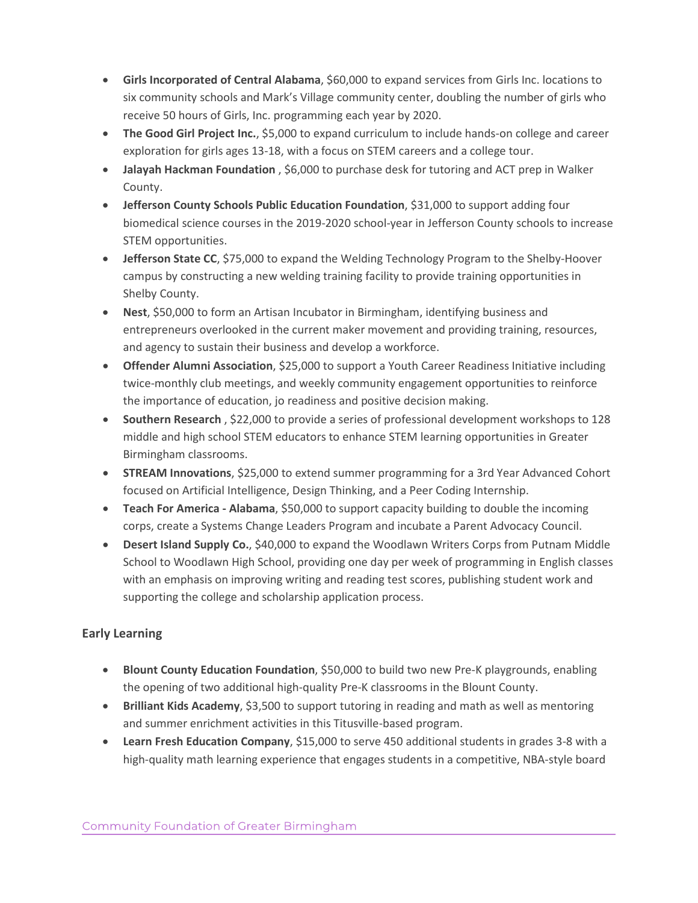- **Girls Incorporated of Central Alabama**, $60,000 to expand services from Girls Inc. locations to six community schools and Mark's Village community center, doubling the number of girls who receive 50 hours of Girls, Inc. programming each year by 2020.
- **The Good Girl Project Inc.**, $5,000 to expand curriculum to include hands-on college and career exploration for girls ages 13-18, with a focus on STEM careers and a college tour.
- **Jalayah Hackman Foundation** , $6,000 to purchase desk for tutoring and ACT prep in Walker County.
- **Jefferson County Schools Public Education Foundation**, $31,000 to support adding four biomedical science courses in the 2019-2020 school-year in Jefferson County schools to increase STEM opportunities.
- **Jefferson State CC**, $75,000 to expand the Welding Technology Program to the Shelby-Hoover campus by constructing a new welding training facility to provide training opportunities in Shelby County.
- **Nest**, $50,000 to form an Artisan Incubator in Birmingham, identifying business and entrepreneurs overlooked in the current maker movement and providing training, resources, and agency to sustain their business and develop a workforce.
- **Offender Alumni Association**, $25,000 to support a Youth Career Readiness Initiative including twice-monthly club meetings, and weekly community engagement opportunities to reinforce the importance of education, jo readiness and positive decision making.
- **Southern Research** , $22,000 to provide a series of professional development workshops to 128 middle and high school STEM educators to enhance STEM learning opportunities in Greater Birmingham classrooms.
- **STREAM Innovations**, $25,000 to extend summer programming for a 3rd Year Advanced Cohort focused on Artificial Intelligence, Design Thinking, and a Peer Coding Internship.
- **Teach For America - Alabama**, $50,000 to support capacity building to double the incoming corps, create a Systems Change Leaders Program and incubate a Parent Advocacy Council.
- **Desert Island Supply Co.**, $40,000 to expand the Woodlawn Writers Corps from Putnam Middle School to Woodlawn High School, providing one day per week of programming in English classes with an emphasis on improving writing and reading test scores, publishing student work and supporting the college and scholarship application process.

### Early Learning

- **Blount County Education Foundation**, $50,000 to build two new Pre-K playgrounds, enabling the opening of two additional high-quality Pre-K classrooms in the Blount County.
- **Brilliant Kids Academy**, $3,500 to support tutoring in reading and math as well as mentoring and summer enrichment activities in this Titusville-based program.
- **Learn Fresh Education Company**, $15,000 to serve 450 additional students in grades 3-8 with a high-quality math learning experience that engages students in a competitive, NBA-style board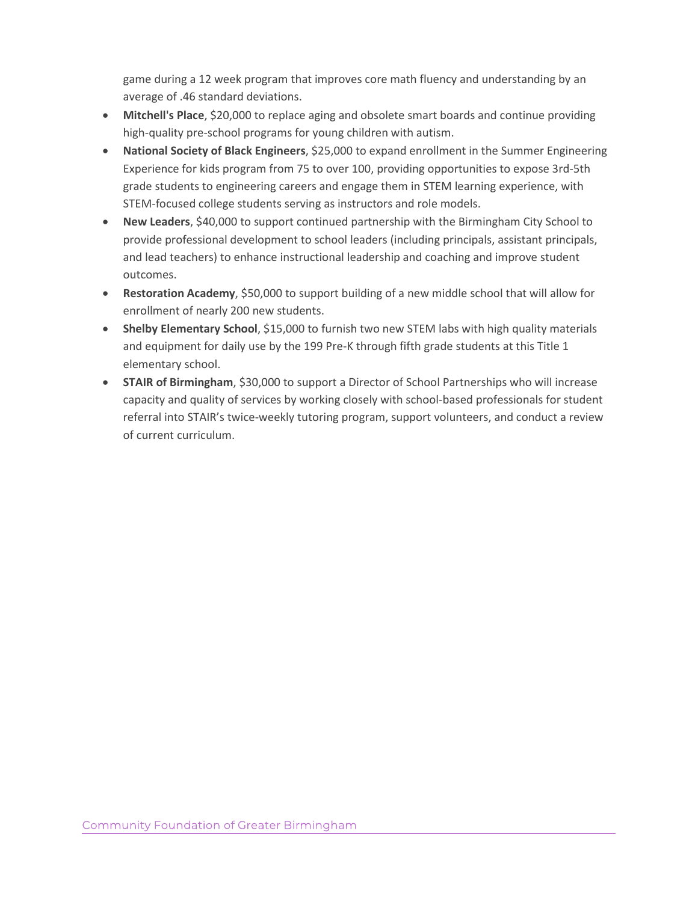game during a 12 week program that improves core math fluency and understanding by an average of .46 standard deviations.

- **Mitchell's Place**, $20,000 to replace aging and obsolete smart boards and continue providing high-quality pre-school programs for young children with autism.
- **National Society of Black Engineers**, $25,000 to expand enrollment in the Summer Engineering Experience for kids program from 75 to over 100, providing opportunities to expose 3rd-5th grade students to engineering careers and engage them in STEM learning experience, with STEM-focused college students serving as instructors and role models.
- **New Leaders**, $40,000 to support continued partnership with the Birmingham City School to provide professional development to school leaders (including principals, assistant principals, and lead teachers) to enhance instructional leadership and coaching and improve student outcomes.
- **Restoration Academy**, $50,000 to support building of a new middle school that will allow for enrollment of nearly 200 new students.
- **Shelby Elementary School**, $15,000 to furnish two new STEM labs with high quality materials and equipment for daily use by the 199 Pre-K through fifth grade students at this Title 1 elementary school.
- **STAIR of Birmingham**, $30,000 to support a Director of School Partnerships who will increase capacity and quality of services by working closely with school-based professionals for student referral into STAIR's twice-weekly tutoring program, support volunteers, and conduct a review of current curriculum.